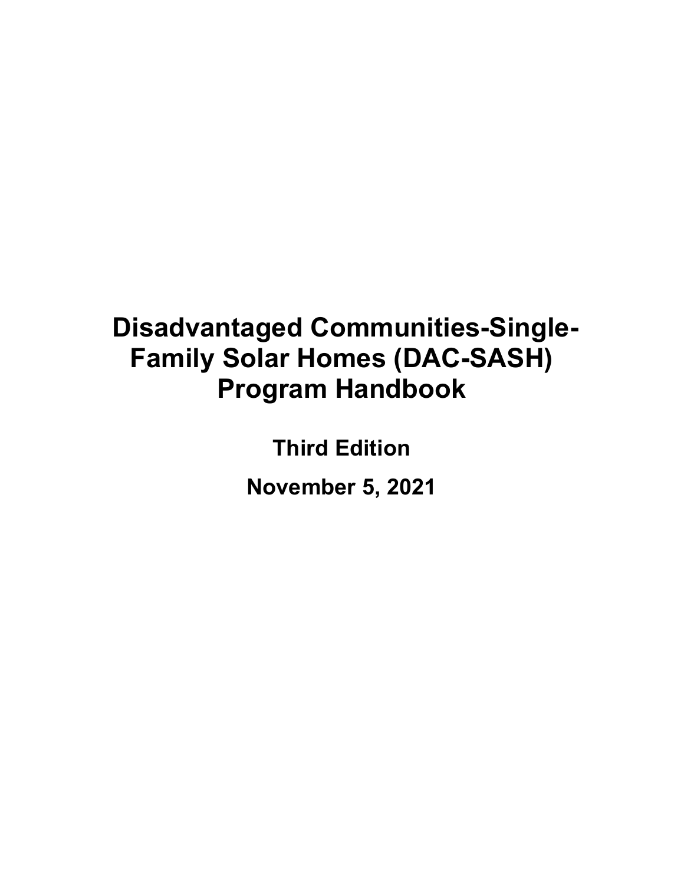# Disadvantaged Communities-Single-Family Solar Homes (DAC-SASH) Program Handbook

**Third Edition**

**November 5, 2021**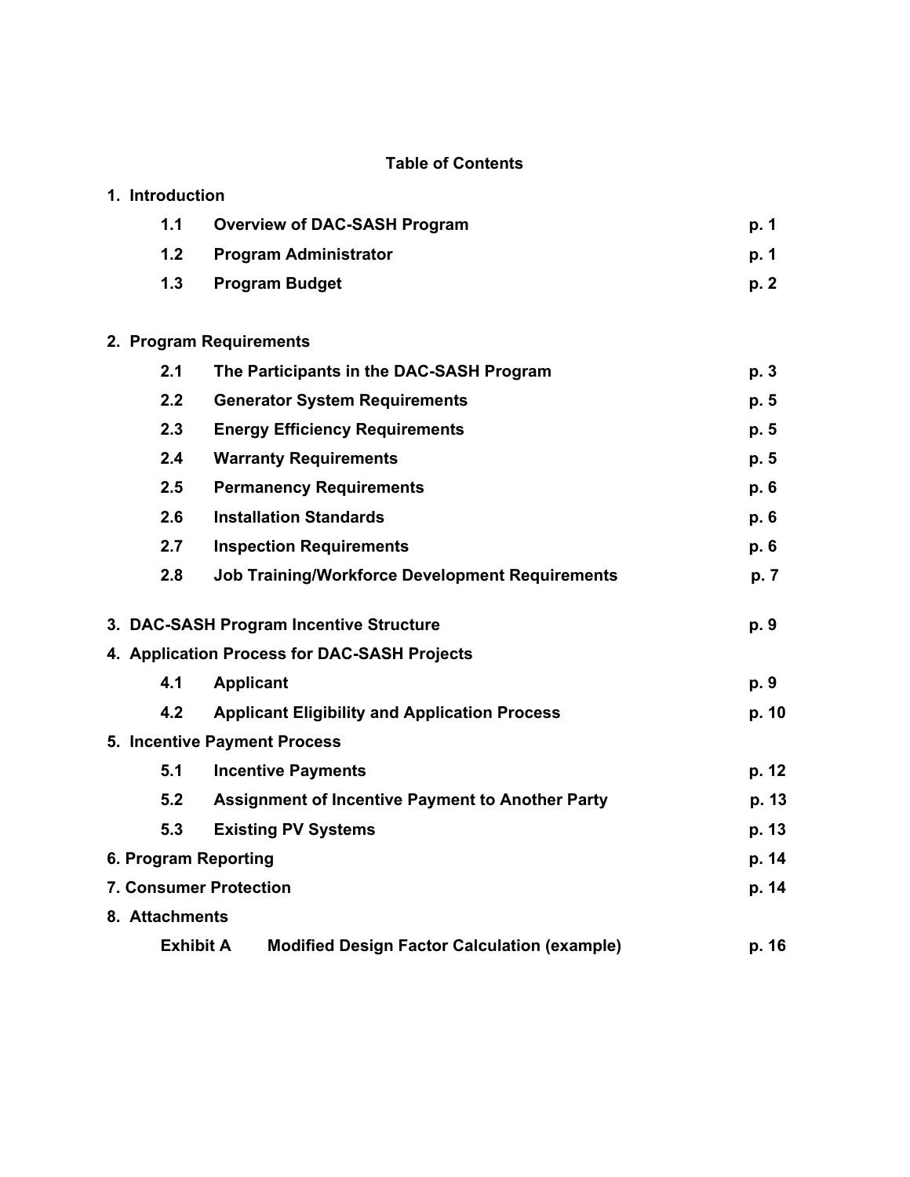**Table of Contents**

| | | |
|---|---|---|
| **1. Introduction** | | |
| **1.1** | **Overview of DAC-SASH Program** | **p. 1** |
| **1.2** | **Program Administrator** | **p. 1** |
| **1.3** | **Program Budget** | **p. 2** |
| **2. Program Requirements** | | |
| **2.1** | **The Participants in the DAC-SASH Program** | **p. 3** |
| **2.2** | **Generator System Requirements** | **p. 5** |
| **2.3** | **Energy Efficiency Requirements** | **p. 5** |
| **2.4** | **Warranty Requirements** | **p. 5** |
| **2.5** | **Permanency Requirements** | **p. 6** |
| **2.6** | **Installation Standards** | **p. 6** |
| **2.7** | **Inspection Requirements** | **p. 6** |
| **2.8** | **Job Training/Workforce Development Requirements** | **p. 7** |
| **3. DAC-SASH Program Incentive Structure** | | **p. 9** |
| **4. Application Process for DAC-SASH Projects** | | |
| **4.1** | **Applicant** | **p. 9** |
| **4.2** | **Applicant Eligibility and Application Process** | **p. 10** |
| **5. Incentive Payment Process** | | |
| **5.1** | **Incentive Payments** | **p. 12** |
| **5.2** | **Assignment of Incentive Payment to Another Party** | **p. 13** |
| **5.3** | **Existing PV Systems** | **p. 13** |
| **6. Program Reporting** | | **p. 14** |
| **7. Consumer Protection** | | **p. 14** |
| **8. Attachments** | | |
| **Exhibit A** | **Modified Design Factor Calculation (example)** | **p. 16** |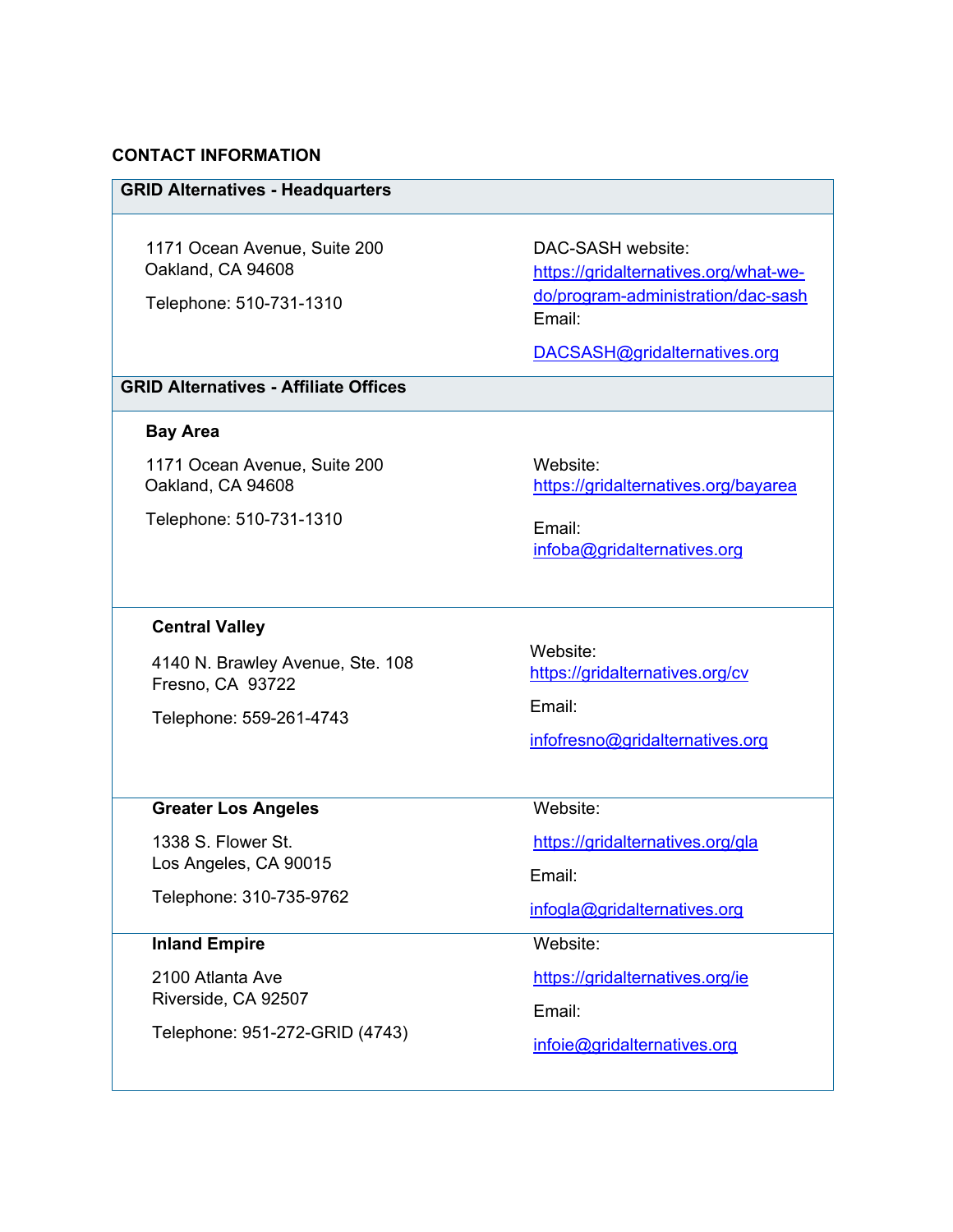**CONTACT INFORMATION**

| GRID Alternatives - Headquarters | |
| --- | --- |
| 1171 Ocean Avenue, Suite 200<br>Oakland, CA 94608<br><br>Telephone: 510-731-1310 | DAC-SASH website:<br>https://gridalternatives.org/what-we-do/program-administration/dac-sash<br>Email:<br>DACSASH@gridalternatives.org |
| **GRID Alternatives - Affiliate Offices** | |
| **Bay Area**<br><br>1171 Ocean Avenue, Suite 200<br>Oakland, CA 94608<br><br>Telephone: 510-731-1310 | Website:<br>https://gridalternatives.org/bayarea<br><br>Email:<br>infoba@gridalternatives.org |
| **Central Valley**<br><br>4140 N. Brawley Avenue, Ste. 108<br>Fresno, CA 93722<br><br>Telephone: 559-261-4743 | Website:<br>https://gridalternatives.org/cv<br><br>Email:<br>infofresno@gridalternatives.org |
| **Greater Los Angeles**<br><br>1338 S. Flower St.<br>Los Angeles, CA 90015<br><br>Telephone: 310-735-9762 | Website:<br>https://gridalternatives.org/gla<br><br>Email:<br>infogla@gridalternatives.org |
| **Inland Empire**<br><br>2100 Atlanta Ave<br>Riverside, CA 92507<br><br>Telephone: 951-272-GRID (4743) | Website:<br>https://gridalternatives.org/ie<br><br>Email:<br>infoie@gridalternatives.org |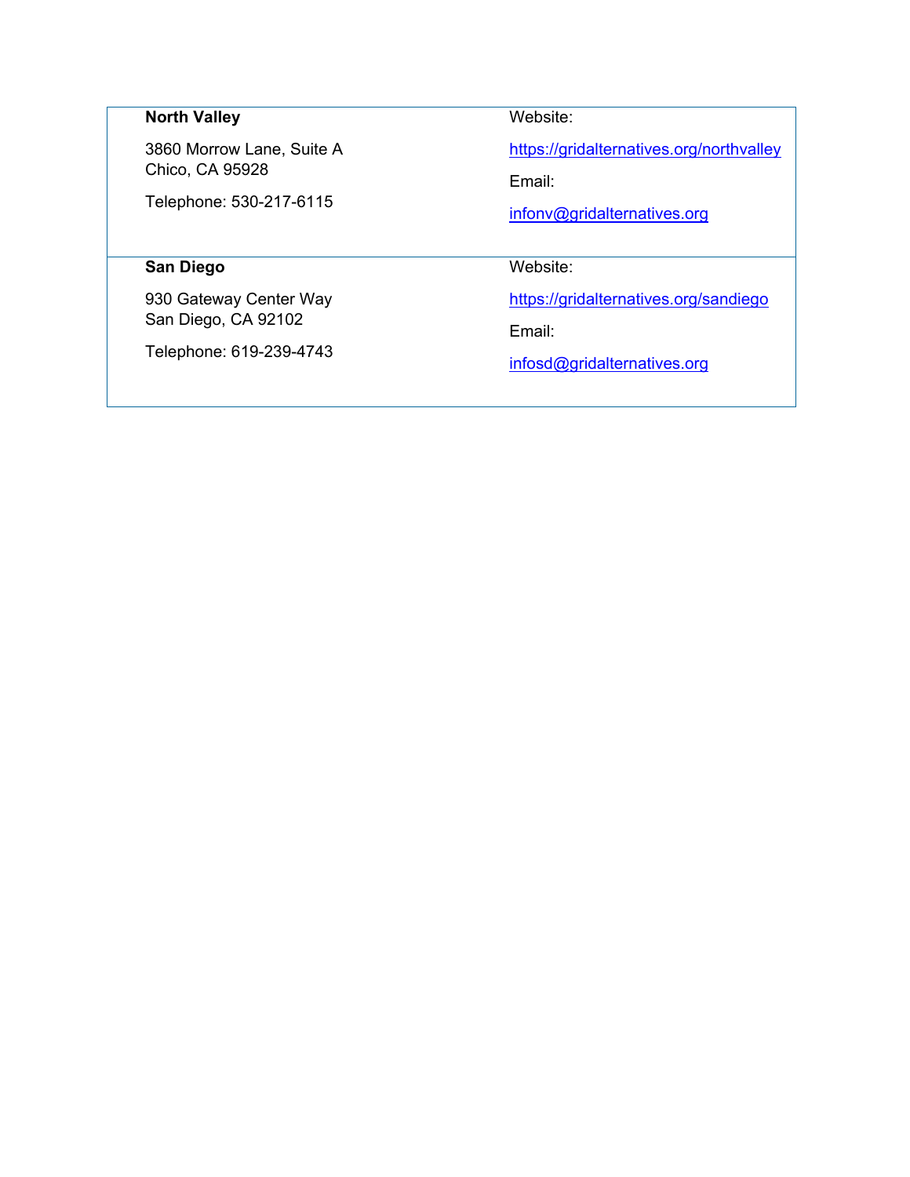| | |
|---|---|
| **North Valley**<br><br>3860 Morrow Lane, Suite A<br>Chico, CA 95928<br><br>Telephone: 530-217-6115 | Website:<br><br>https://gridalternatives.org/northvalley<br><br>Email:<br><br>infonv@gridalternatives.org |
| **San Diego**<br><br>930 Gateway Center Way<br>San Diego, CA 92102<br><br>Telephone: 619-239-4743 | Website:<br><br>https://gridalternatives.org/sandiego<br><br>Email:<br><br>infosd@gridalternatives.org |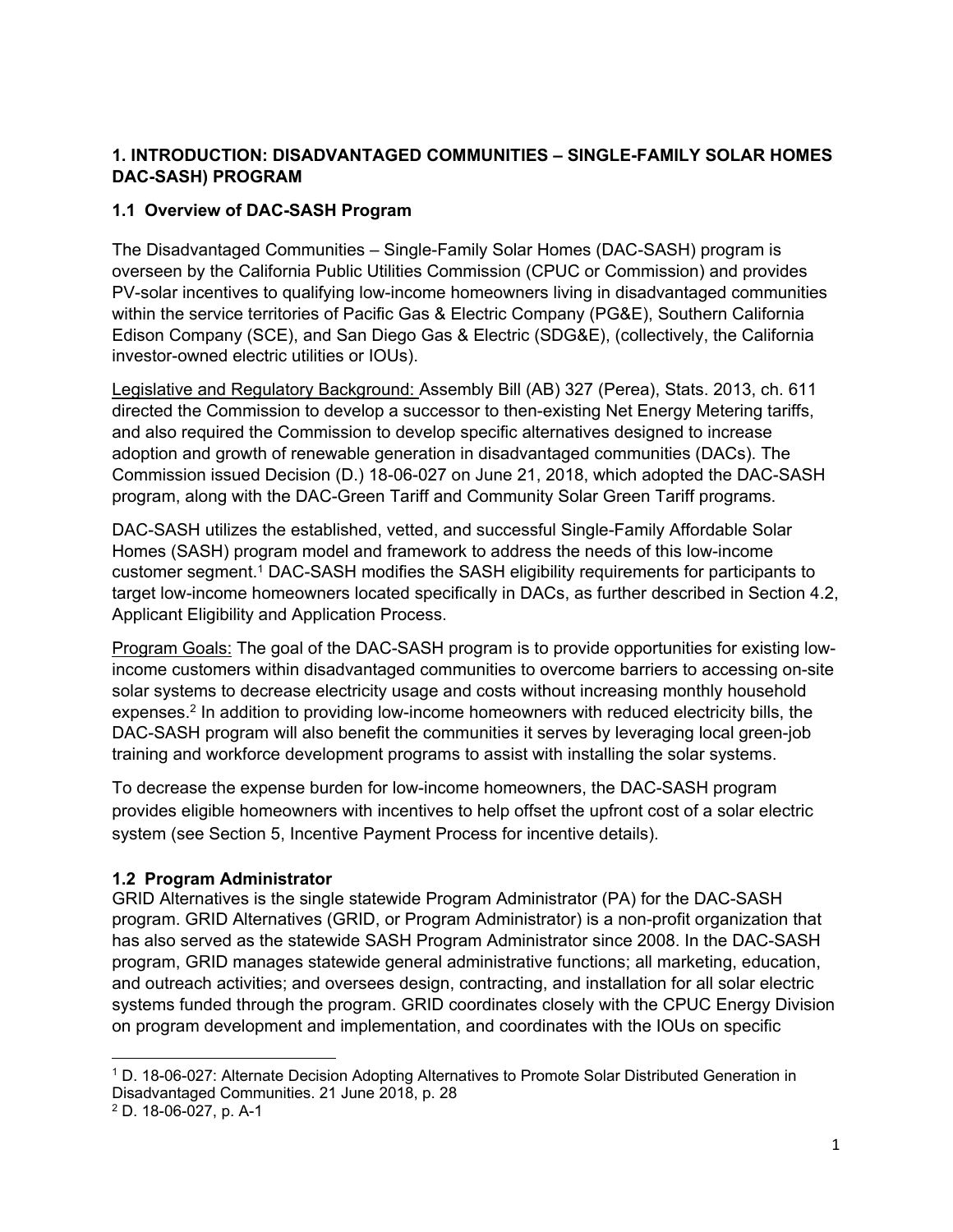## 1. INTRODUCTION: DISADVANTAGED COMMUNITIES – SINGLE-FAMILY SOLAR HOMES DAC-SASH) PROGRAM

### 1.1 Overview of DAC-SASH Program

The Disadvantaged Communities – Single-Family Solar Homes (DAC-SASH) program is overseen by the California Public Utilities Commission (CPUC or Commission) and provides PV-solar incentives to qualifying low-income homeowners living in disadvantaged communities within the service territories of Pacific Gas & Electric Company (PG&E), Southern California Edison Company (SCE), and San Diego Gas & Electric (SDG&E), (collectively, the California investor-owned electric utilities or IOUs).

Legislative and Regulatory Background: Assembly Bill (AB) 327 (Perea), Stats. 2013, ch. 611 directed the Commission to develop a successor to then-existing Net Energy Metering tariffs, and also required the Commission to develop specific alternatives designed to increase adoption and growth of renewable generation in disadvantaged communities (DACs). The Commission issued Decision (D.) 18-06-027 on June 21, 2018, which adopted the DAC-SASH program, along with the DAC-Green Tariff and Community Solar Green Tariff programs.

DAC-SASH utilizes the established, vetted, and successful Single-Family Affordable Solar Homes (SASH) program model and framework to address the needs of this low-income customer segment.[1] DAC-SASH modifies the SASH eligibility requirements for participants to target low-income homeowners located specifically in DACs, as further described in Section 4.2, Applicant Eligibility and Application Process.

Program Goals: The goal of the DAC-SASH program is to provide opportunities for existing low-income customers within disadvantaged communities to overcome barriers to accessing on-site solar systems to decrease electricity usage and costs without increasing monthly household expenses.[2] In addition to providing low-income homeowners with reduced electricity bills, the DAC-SASH program will also benefit the communities it serves by leveraging local green-job training and workforce development programs to assist with installing the solar systems.

To decrease the expense burden for low-income homeowners, the DAC-SASH program provides eligible homeowners with incentives to help offset the upfront cost of a solar electric system (see Section 5, Incentive Payment Process for incentive details).

### 1.2 Program Administrator

GRID Alternatives is the single statewide Program Administrator (PA) for the DAC-SASH program. GRID Alternatives (GRID, or Program Administrator) is a non-profit organization that has also served as the statewide SASH Program Administrator since 2008. In the DAC-SASH program, GRID manages statewide general administrative functions; all marketing, education, and outreach activities; and oversees design, contracting, and installation for all solar electric systems funded through the program. GRID coordinates closely with the CPUC Energy Division on program development and implementation, and coordinates with the IOUs on specific

---

[1] D. 18-06-027: Alternate Decision Adopting Alternatives to Promote Solar Distributed Generation in Disadvantaged Communities. 21 June 2018, p. 28

[2] D. 18-06-027, p. A-1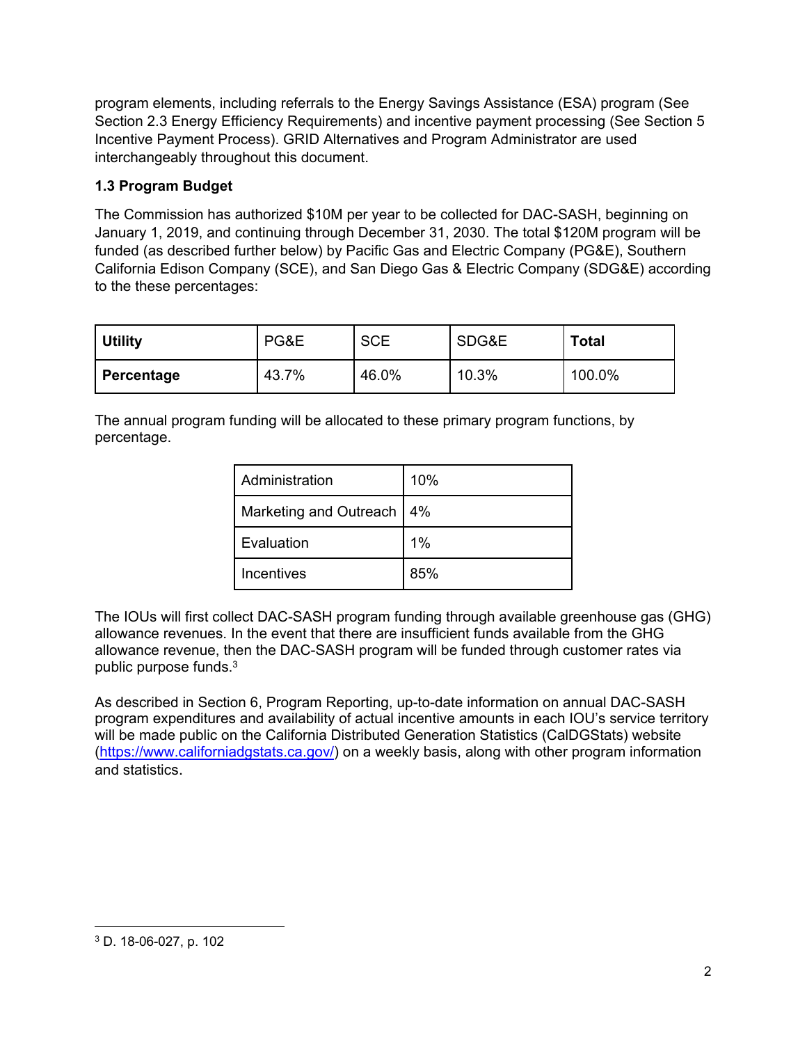program elements, including referrals to the Energy Savings Assistance (ESA) program (See Section 2.3 Energy Efficiency Requirements) and incentive payment processing (See Section 5 Incentive Payment Process). GRID Alternatives and Program Administrator are used interchangeably throughout this document.

### 1.3 Program Budget

The Commission has authorized $10M per year to be collected for DAC-SASH, beginning on January 1, 2019, and continuing through December 31, 2030. The total $120M program will be funded (as described further below) by Pacific Gas and Electric Company (PG&E), Southern California Edison Company (SCE), and San Diego Gas & Electric Company (SDG&E) according to the these percentages:

| **Utility** | PG&E | SCE | SDG&E | **Total** |
|---|---|---|---|---|
| **Percentage** | 43.7% | 46.0% | 10.3% | 100.0% |

The annual program funding will be allocated to these primary program functions, by percentage.

| | |
|---|---|
| Administration | 10% |
| Marketing and Outreach | 4% |
| Evaluation | 1% |
| Incentives | 85% |

The IOUs will first collect DAC-SASH program funding through available greenhouse gas (GHG) allowance revenues. In the event that there are insufficient funds available from the GHG allowance revenue, then the DAC-SASH program will be funded through customer rates via public purpose funds.[3]

As described in Section 6, Program Reporting, up-to-date information on annual DAC-SASH program expenditures and availability of actual incentive amounts in each IOU's service territory will be made public on the California Distributed Generation Statistics (CalDGStats) website (https://www.californiadgstats.ca.gov/) on a weekly basis, along with other program information and statistics.

[3] D. 18-06-027, p. 102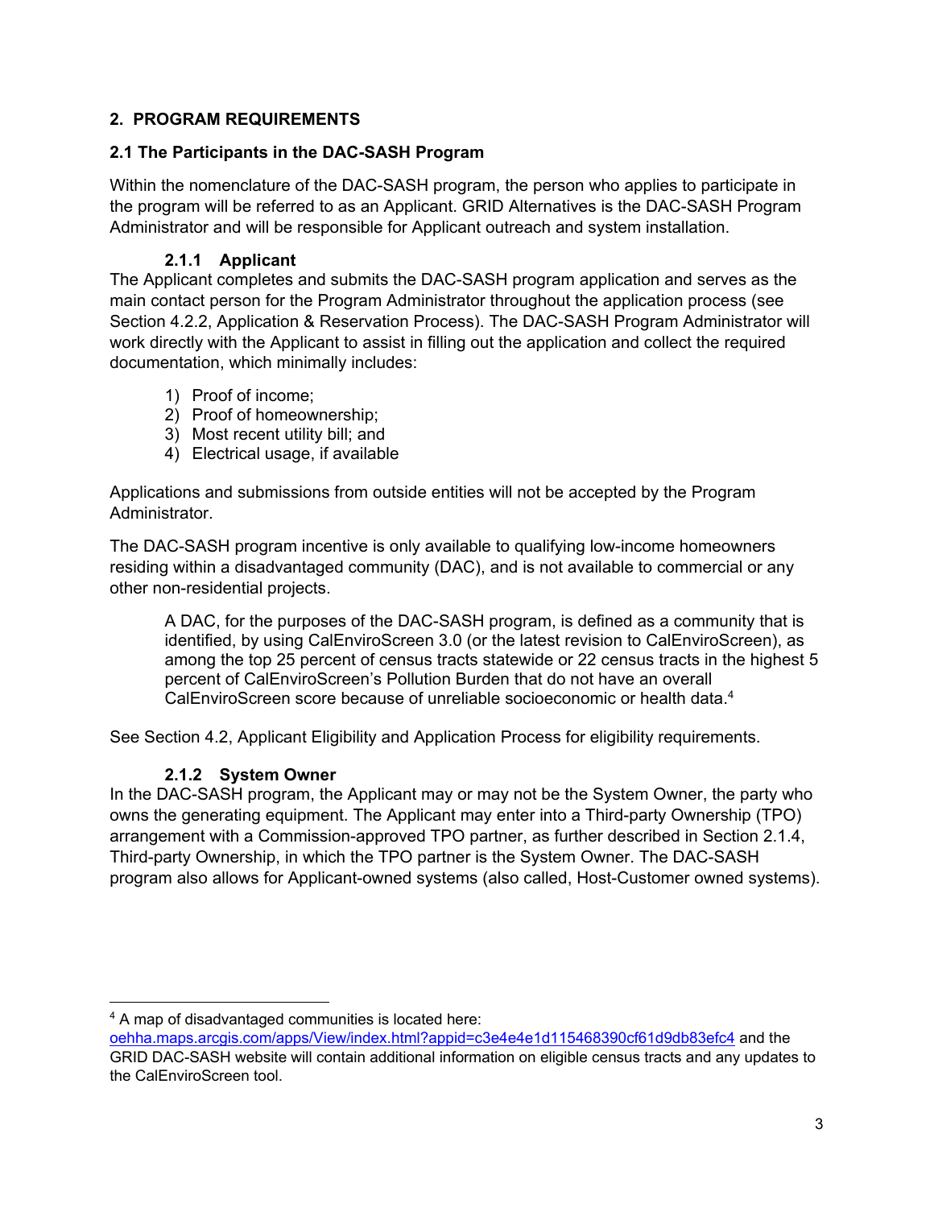## 2. PROGRAM REQUIREMENTS

### 2.1 The Participants in the DAC-SASH Program

Within the nomenclature of the DAC-SASH program, the person who applies to participate in the program will be referred to as an Applicant. GRID Alternatives is the DAC-SASH Program Administrator and will be responsible for Applicant outreach and system installation.

#### 2.1.1 Applicant

The Applicant completes and submits the DAC-SASH program application and serves as the main contact person for the Program Administrator throughout the application process (see Section 4.2.2, Application & Reservation Process). The DAC-SASH Program Administrator will work directly with the Applicant to assist in filling out the application and collect the required documentation, which minimally includes:

1) Proof of income;
2) Proof of homeownership;
3) Most recent utility bill; and
4) Electrical usage, if available

Applications and submissions from outside entities will not be accepted by the Program Administrator.

The DAC-SASH program incentive is only available to qualifying low-income homeowners residing within a disadvantaged community (DAC), and is not available to commercial or any other non-residential projects.

> A DAC, for the purposes of the DAC-SASH program, is defined as a community that is identified, by using CalEnviroScreen 3.0 (or the latest revision to CalEnviroScreen), as among the top 25 percent of census tracts statewide or 22 census tracts in the highest 5 percent of CalEnviroScreen's Pollution Burden that do not have an overall CalEnviroScreen score because of unreliable socioeconomic or health data.[4]

See Section 4.2, Applicant Eligibility and Application Process for eligibility requirements.

#### 2.1.2 System Owner

In the DAC-SASH program, the Applicant may or may not be the System Owner, the party who owns the generating equipment. The Applicant may enter into a Third-party Ownership (TPO) arrangement with a Commission-approved TPO partner, as further described in Section 2.1.4, Third-party Ownership, in which the TPO partner is the System Owner. The DAC-SASH program also allows for Applicant-owned systems (also called, Host-Customer owned systems).

---

[4] A map of disadvantaged communities is located here: oehha.maps.arcgis.com/apps/View/index.html?appid=c3e4e4e1d115468390cf61d9db83efc4 and the GRID DAC-SASH website will contain additional information on eligible census tracts and any updates to the CalEnviroScreen tool.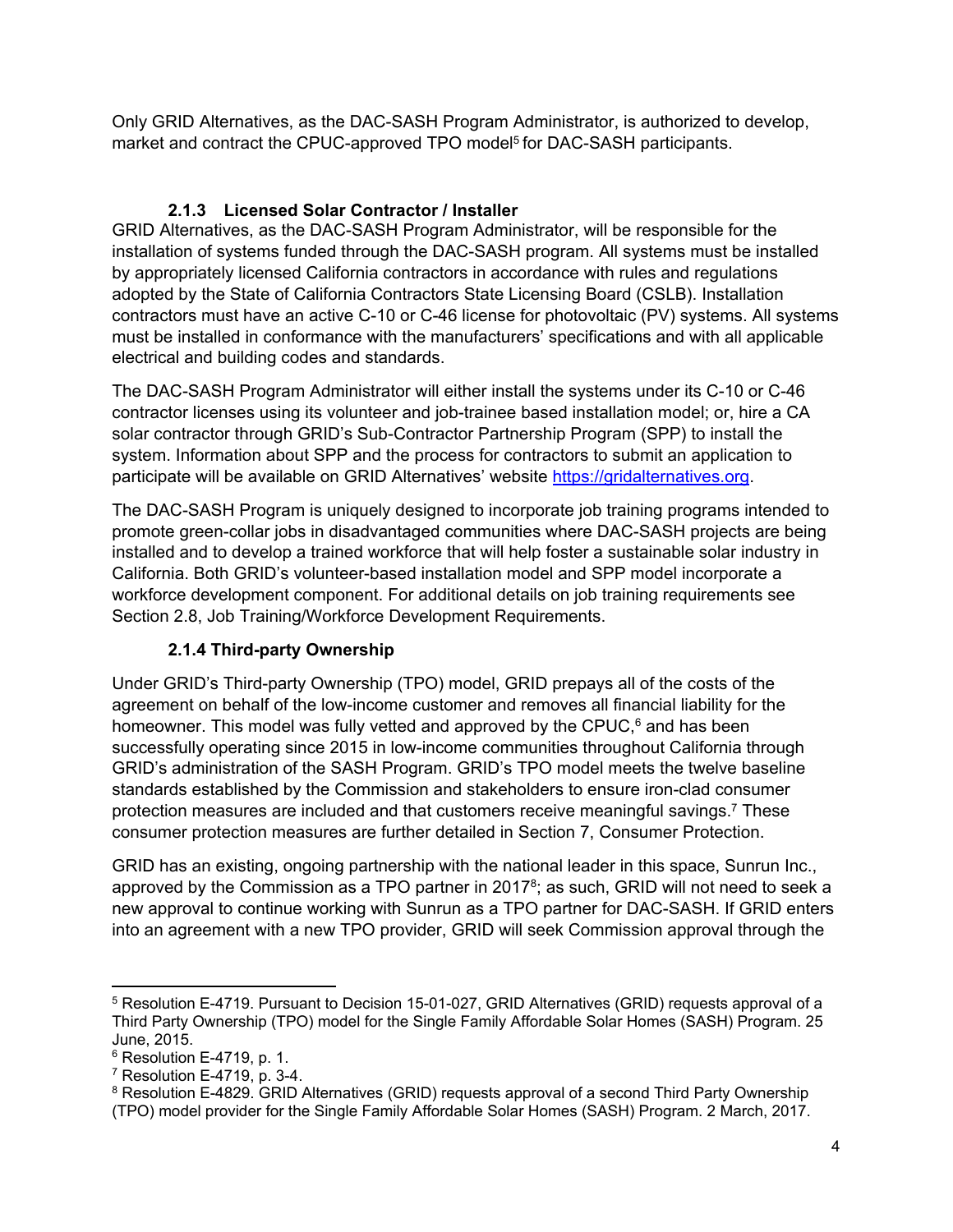Only GRID Alternatives, as the DAC-SASH Program Administrator, is authorized to develop, market and contract the CPUC-approved TPO model[5] for DAC-SASH participants.

#### 2.1.3 Licensed Solar Contractor / Installer

GRID Alternatives, as the DAC-SASH Program Administrator, will be responsible for the installation of systems funded through the DAC-SASH program. All systems must be installed by appropriately licensed California contractors in accordance with rules and regulations adopted by the State of California Contractors State Licensing Board (CSLB). Installation contractors must have an active C-10 or C-46 license for photovoltaic (PV) systems. All systems must be installed in conformance with the manufacturers' specifications and with all applicable electrical and building codes and standards.

The DAC-SASH Program Administrator will either install the systems under its C-10 or C-46 contractor licenses using its volunteer and job-trainee based installation model; or, hire a CA solar contractor through GRID's Sub-Contractor Partnership Program (SPP) to install the system. Information about SPP and the process for contractors to submit an application to participate will be available on GRID Alternatives' website https://gridalternatives.org.

The DAC-SASH Program is uniquely designed to incorporate job training programs intended to promote green-collar jobs in disadvantaged communities where DAC-SASH projects are being installed and to develop a trained workforce that will help foster a sustainable solar industry in California. Both GRID's volunteer-based installation model and SPP model incorporate a workforce development component. For additional details on job training requirements see Section 2.8, Job Training/Workforce Development Requirements.

#### 2.1.4 Third-party Ownership

Under GRID's Third-party Ownership (TPO) model, GRID prepays all of the costs of the agreement on behalf of the low-income customer and removes all financial liability for the homeowner. This model was fully vetted and approved by the CPUC,[6] and has been successfully operating since 2015 in low-income communities throughout California through GRID's administration of the SASH Program. GRID's TPO model meets the twelve baseline standards established by the Commission and stakeholders to ensure iron-clad consumer protection measures are included and that customers receive meaningful savings.[7] These consumer protection measures are further detailed in Section 7, Consumer Protection.

GRID has an existing, ongoing partnership with the national leader in this space, Sunrun Inc., approved by the Commission as a TPO partner in 2017[8]; as such, GRID will not need to seek a new approval to continue working with Sunrun as a TPO partner for DAC-SASH. If GRID enters into an agreement with a new TPO provider, GRID will seek Commission approval through the

---

[5] Resolution E-4719. Pursuant to Decision 15-01-027, GRID Alternatives (GRID) requests approval of a Third Party Ownership (TPO) model for the Single Family Affordable Solar Homes (SASH) Program. 25 June, 2015.

[6] Resolution E-4719, p. 1.

[7] Resolution E-4719, p. 3-4.

[8] Resolution E-4829. GRID Alternatives (GRID) requests approval of a second Third Party Ownership (TPO) model provider for the Single Family Affordable Solar Homes (SASH) Program. 2 March, 2017.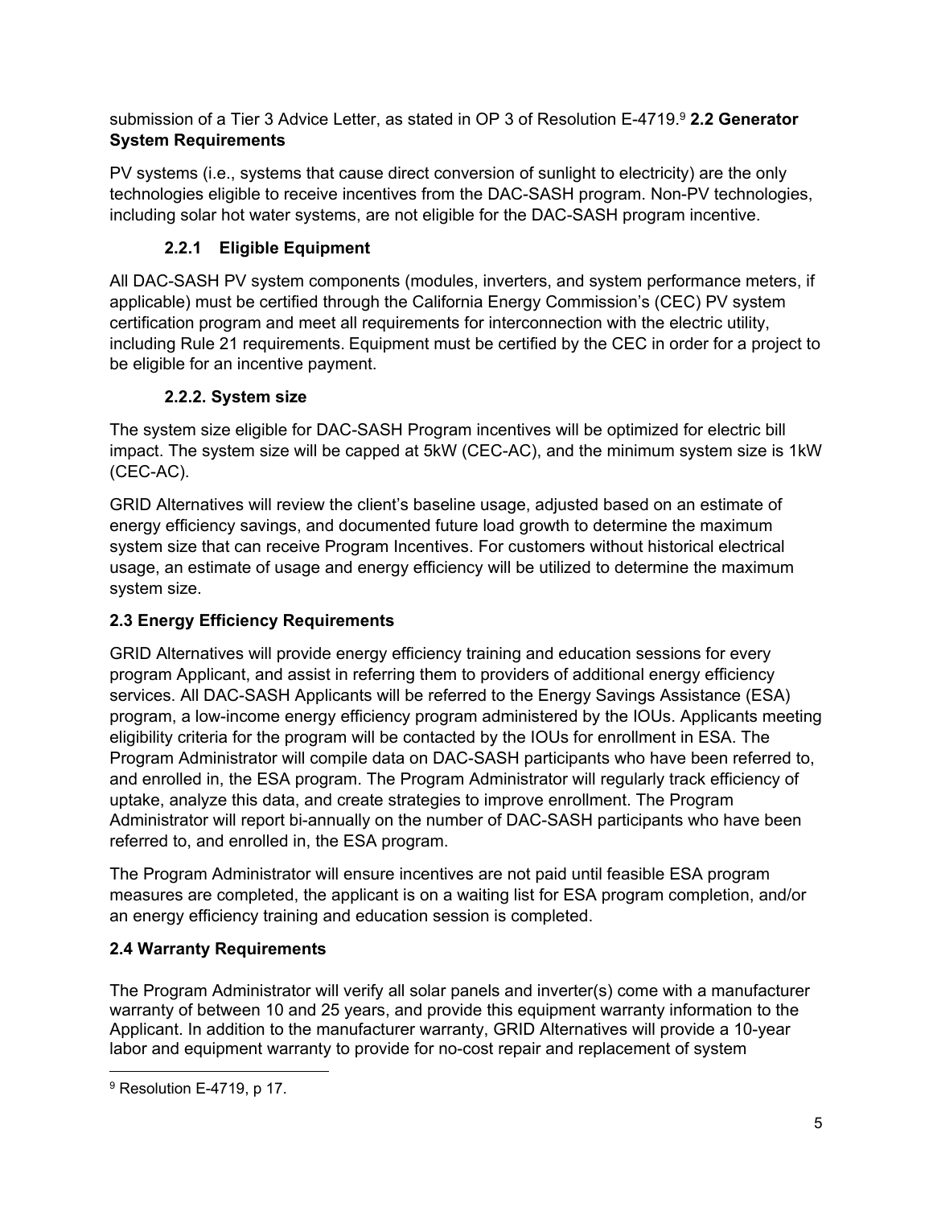submission of a Tier 3 Advice Letter, as stated in OP 3 of Resolution E-4719.[9]

## 2.2 Generator System Requirements

PV systems (i.e., systems that cause direct conversion of sunlight to electricity) are the only technologies eligible to receive incentives from the DAC-SASH program. Non-PV technologies, including solar hot water systems, are not eligible for the DAC-SASH program incentive.

### 2.2.1 Eligible Equipment

All DAC-SASH PV system components (modules, inverters, and system performance meters, if applicable) must be certified through the California Energy Commission's (CEC) PV system certification program and meet all requirements for interconnection with the electric utility, including Rule 21 requirements. Equipment must be certified by the CEC in order for a project to be eligible for an incentive payment.

### 2.2.2. System size

The system size eligible for DAC-SASH Program incentives will be optimized for electric bill impact. The system size will be capped at 5kW (CEC-AC), and the minimum system size is 1kW (CEC-AC).

GRID Alternatives will review the client's baseline usage, adjusted based on an estimate of energy efficiency savings, and documented future load growth to determine the maximum system size that can receive Program Incentives. For customers without historical electrical usage, an estimate of usage and energy efficiency will be utilized to determine the maximum system size.

## 2.3 Energy Efficiency Requirements

GRID Alternatives will provide energy efficiency training and education sessions for every program Applicant, and assist in referring them to providers of additional energy efficiency services. All DAC-SASH Applicants will be referred to the Energy Savings Assistance (ESA) program, a low-income energy efficiency program administered by the IOUs. Applicants meeting eligibility criteria for the program will be contacted by the IOUs for enrollment in ESA. The Program Administrator will compile data on DAC-SASH participants who have been referred to, and enrolled in, the ESA program. The Program Administrator will regularly track efficiency of uptake, analyze this data, and create strategies to improve enrollment. The Program Administrator will report bi-annually on the number of DAC-SASH participants who have been referred to, and enrolled in, the ESA program.

The Program Administrator will ensure incentives are not paid until feasible ESA program measures are completed, the applicant is on a waiting list for ESA program completion, and/or an energy efficiency training and education session is completed.

## 2.4 Warranty Requirements

The Program Administrator will verify all solar panels and inverter(s) come with a manufacturer warranty of between 10 and 25 years, and provide this equipment warranty information to the Applicant. In addition to the manufacturer warranty, GRID Alternatives will provide a 10-year labor and equipment warranty to provide for no-cost repair and replacement of system

[9] Resolution E-4719, p 17.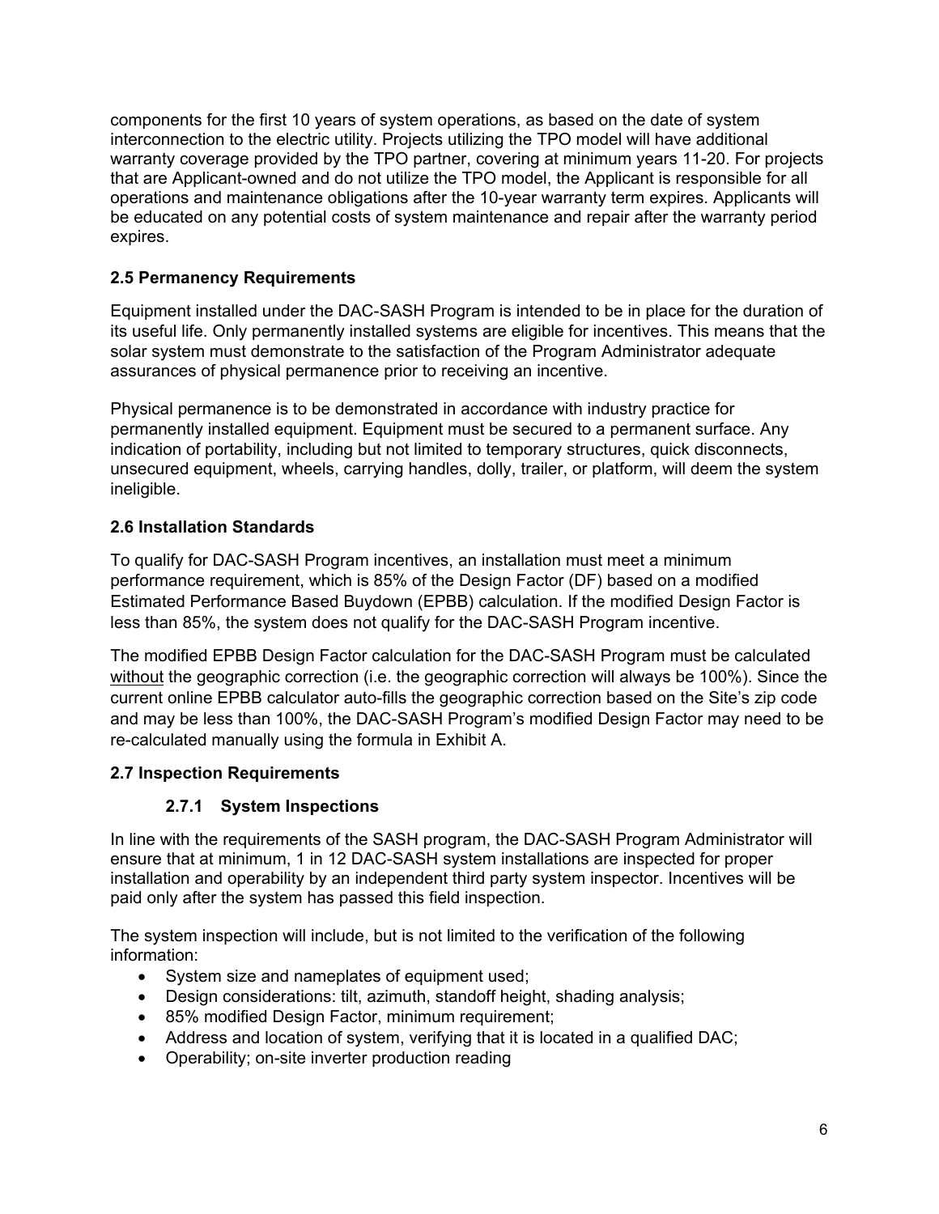components for the first 10 years of system operations, as based on the date of system interconnection to the electric utility. Projects utilizing the TPO model will have additional warranty coverage provided by the TPO partner, covering at minimum years 11-20. For projects that are Applicant-owned and do not utilize the TPO model, the Applicant is responsible for all operations and maintenance obligations after the 10-year warranty term expires. Applicants will be educated on any potential costs of system maintenance and repair after the warranty period expires.

### 2.5 Permanency Requirements

Equipment installed under the DAC-SASH Program is intended to be in place for the duration of its useful life. Only permanently installed systems are eligible for incentives. This means that the solar system must demonstrate to the satisfaction of the Program Administrator adequate assurances of physical permanence prior to receiving an incentive.

Physical permanence is to be demonstrated in accordance with industry practice for permanently installed equipment. Equipment must be secured to a permanent surface. Any indication of portability, including but not limited to temporary structures, quick disconnects, unsecured equipment, wheels, carrying handles, dolly, trailer, or platform, will deem the system ineligible.

### 2.6 Installation Standards

To qualify for DAC-SASH Program incentives, an installation must meet a minimum performance requirement, which is 85% of the Design Factor (DF) based on a modified Estimated Performance Based Buydown (EPBB) calculation. If the modified Design Factor is less than 85%, the system does not qualify for the DAC-SASH Program incentive.

The modified EPBB Design Factor calculation for the DAC-SASH Program must be calculated <u>without</u> the geographic correction (i.e. the geographic correction will always be 100%). Since the current online EPBB calculator auto-fills the geographic correction based on the Site's zip code and may be less than 100%, the DAC-SASH Program's modified Design Factor may need to be re-calculated manually using the formula in Exhibit A.

### 2.7 Inspection Requirements

#### 2.7.1 System Inspections

In line with the requirements of the SASH program, the DAC-SASH Program Administrator will ensure that at minimum, 1 in 12 DAC-SASH system installations are inspected for proper installation and operability by an independent third party system inspector. Incentives will be paid only after the system has passed this field inspection.

The system inspection will include, but is not limited to the verification of the following information:

- System size and nameplates of equipment used;
- Design considerations: tilt, azimuth, standoff height, shading analysis;
- 85% modified Design Factor, minimum requirement;
- Address and location of system, verifying that it is located in a qualified DAC;
- Operability; on-site inverter production reading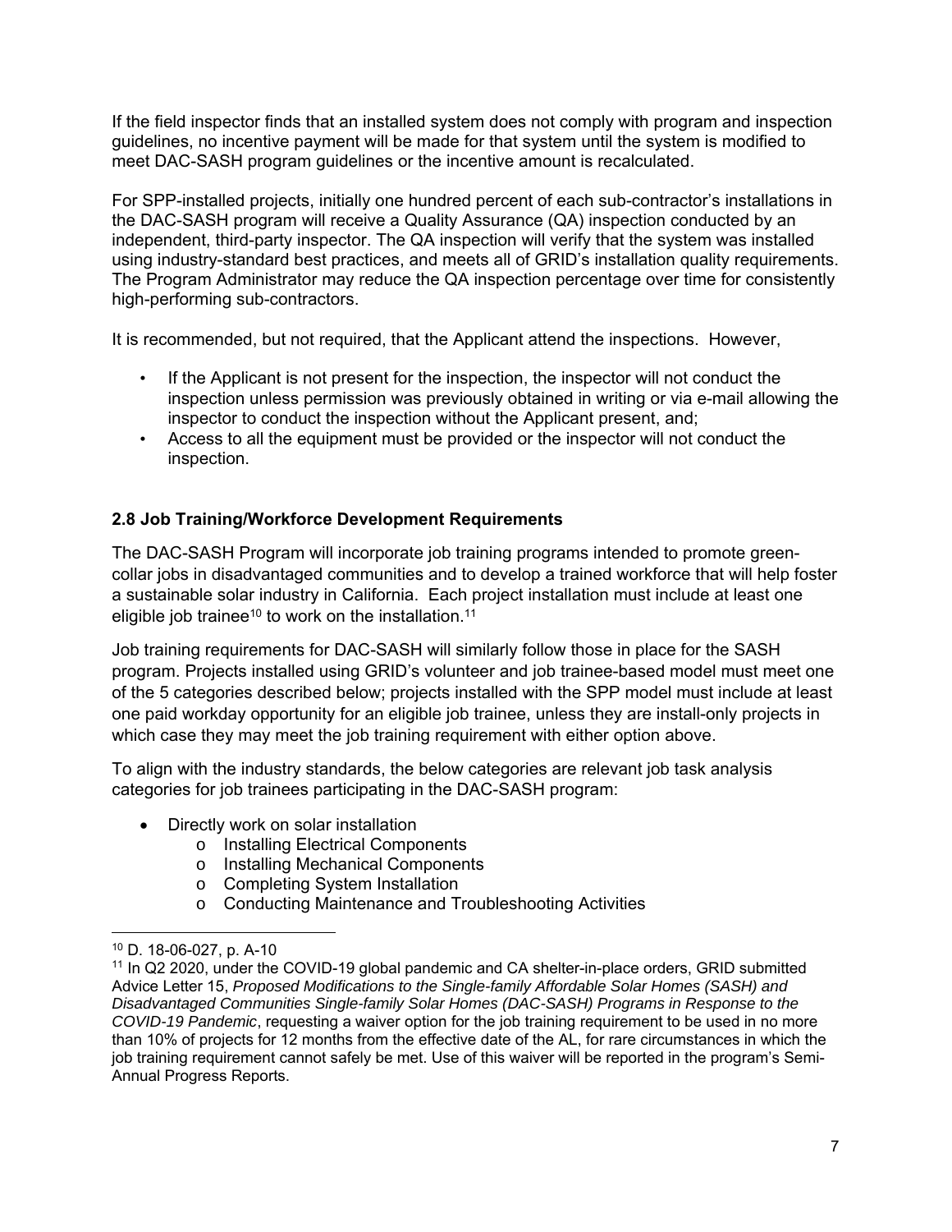If the field inspector finds that an installed system does not comply with program and inspection guidelines, no incentive payment will be made for that system until the system is modified to meet DAC-SASH program guidelines or the incentive amount is recalculated.

For SPP-installed projects, initially one hundred percent of each sub-contractor's installations in the DAC-SASH program will receive a Quality Assurance (QA) inspection conducted by an independent, third-party inspector. The QA inspection will verify that the system was installed using industry-standard best practices, and meets all of GRID's installation quality requirements. The Program Administrator may reduce the QA inspection percentage over time for consistently high-performing sub-contractors.

It is recommended, but not required, that the Applicant attend the inspections. However,

- If the Applicant is not present for the inspection, the inspector will not conduct the inspection unless permission was previously obtained in writing or via e-mail allowing the inspector to conduct the inspection without the Applicant present, and;
- Access to all the equipment must be provided or the inspector will not conduct the inspection.

### 2.8 Job Training/Workforce Development Requirements

The DAC-SASH Program will incorporate job training programs intended to promote green-collar jobs in disadvantaged communities and to develop a trained workforce that will help foster a sustainable solar industry in California. Each project installation must include at least one eligible job trainee[10] to work on the installation.[11]

Job training requirements for DAC-SASH will similarly follow those in place for the SASH program. Projects installed using GRID's volunteer and job trainee-based model must meet one of the 5 categories described below; projects installed with the SPP model must include at least one paid workday opportunity for an eligible job trainee, unless they are install-only projects in which case they may meet the job training requirement with either option above.

To align with the industry standards, the below categories are relevant job task analysis categories for job trainees participating in the DAC-SASH program:

- Directly work on solar installation
  - Installing Electrical Components
  - Installing Mechanical Components
  - Completing System Installation
  - Conducting Maintenance and Troubleshooting Activities

[10] D. 18-06-027, p. A-10

[11] In Q2 2020, under the COVID-19 global pandemic and CA shelter-in-place orders, GRID submitted Advice Letter 15, *Proposed Modifications to the Single-family Affordable Solar Homes (SASH) and Disadvantaged Communities Single-family Solar Homes (DAC-SASH) Programs in Response to the COVID-19 Pandemic*, requesting a waiver option for the job training requirement to be used in no more than 10% of projects for 12 months from the effective date of the AL, for rare circumstances in which the job training requirement cannot safely be met. Use of this waiver will be reported in the program's Semi-Annual Progress Reports.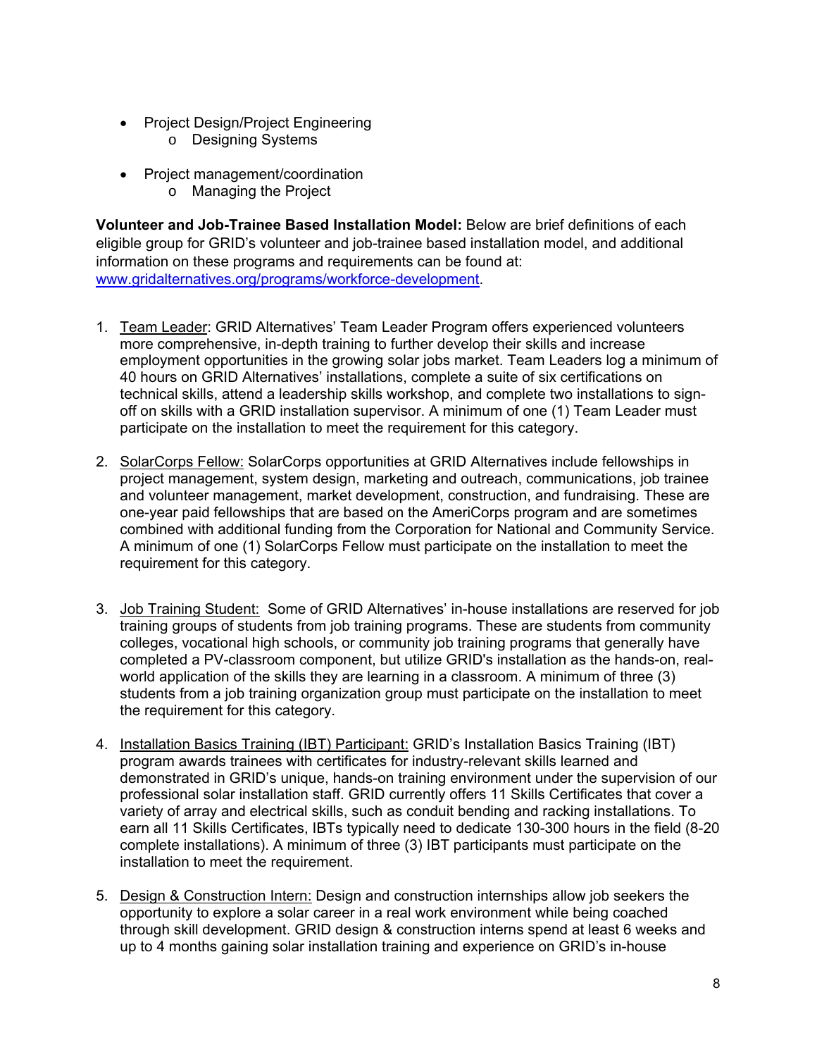- Project Design/Project Engineering
    - Designing Systems

- Project management/coordination
    - Managing the Project

**Volunteer and Job-Trainee Based Installation Model:** Below are brief definitions of each eligible group for GRID's volunteer and job-trainee based installation model, and additional information on these programs and requirements can be found at: www.gridalternatives.org/programs/workforce-development.

1. Team Leader: GRID Alternatives' Team Leader Program offers experienced volunteers more comprehensive, in-depth training to further develop their skills and increase employment opportunities in the growing solar jobs market. Team Leaders log a minimum of 40 hours on GRID Alternatives' installations, complete a suite of six certifications on technical skills, attend a leadership skills workshop, and complete two installations to sign-off on skills with a GRID installation supervisor. A minimum of one (1) Team Leader must participate on the installation to meet the requirement for this category.

2. SolarCorps Fellow: SolarCorps opportunities at GRID Alternatives include fellowships in project management, system design, marketing and outreach, communications, job trainee and volunteer management, market development, construction, and fundraising. These are one-year paid fellowships that are based on the AmeriCorps program and are sometimes combined with additional funding from the Corporation for National and Community Service. A minimum of one (1) SolarCorps Fellow must participate on the installation to meet the requirement for this category.

3. Job Training Student: Some of GRID Alternatives' in-house installations are reserved for job training groups of students from job training programs. These are students from community colleges, vocational high schools, or community job training programs that generally have completed a PV-classroom component, but utilize GRID's installation as the hands-on, real-world application of the skills they are learning in a classroom. A minimum of three (3) students from a job training organization group must participate on the installation to meet the requirement for this category.

4. Installation Basics Training (IBT) Participant: GRID's Installation Basics Training (IBT) program awards trainees with certificates for industry-relevant skills learned and demonstrated in GRID's unique, hands-on training environment under the supervision of our professional solar installation staff. GRID currently offers 11 Skills Certificates that cover a variety of array and electrical skills, such as conduit bending and racking installations. To earn all 11 Skills Certificates, IBTs typically need to dedicate 130-300 hours in the field (8-20 complete installations). A minimum of three (3) IBT participants must participate on the installation to meet the requirement.

5. Design & Construction Intern: Design and construction internships allow job seekers the opportunity to explore a solar career in a real work environment while being coached through skill development. GRID design & construction interns spend at least 6 weeks and up to 4 months gaining solar installation training and experience on GRID's in-house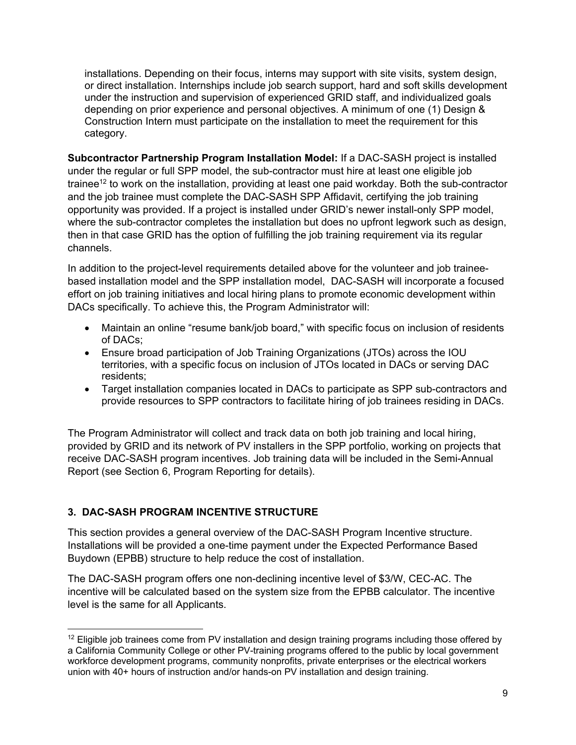installations. Depending on their focus, interns may support with site visits, system design, or direct installation. Internships include job search support, hard and soft skills development under the instruction and supervision of experienced GRID staff, and individualized goals depending on prior experience and personal objectives. A minimum of one (1) Design & Construction Intern must participate on the installation to meet the requirement for this category.

**Subcontractor Partnership Program Installation Model:** If a DAC-SASH project is installed under the regular or full SPP model, the sub-contractor must hire at least one eligible job trainee[12] to work on the installation, providing at least one paid workday. Both the sub-contractor and the job trainee must complete the DAC-SASH SPP Affidavit, certifying the job training opportunity was provided. If a project is installed under GRID's newer install-only SPP model, where the sub-contractor completes the installation but does no upfront legwork such as design, then in that case GRID has the option of fulfilling the job training requirement via its regular channels.

In addition to the project-level requirements detailed above for the volunteer and job trainee-based installation model and the SPP installation model, DAC-SASH will incorporate a focused effort on job training initiatives and local hiring plans to promote economic development within DACs specifically. To achieve this, the Program Administrator will:

- Maintain an online "resume bank/job board," with specific focus on inclusion of residents of DACs;
- Ensure broad participation of Job Training Organizations (JTOs) across the IOU territories, with a specific focus on inclusion of JTOs located in DACs or serving DAC residents;
- Target installation companies located in DACs to participate as SPP sub-contractors and provide resources to SPP contractors to facilitate hiring of job trainees residing in DACs.

The Program Administrator will collect and track data on both job training and local hiring, provided by GRID and its network of PV installers in the SPP portfolio, working on projects that receive DAC-SASH program incentives. Job training data will be included in the Semi-Annual Report (see Section 6, Program Reporting for details).

## 3. DAC-SASH PROGRAM INCENTIVE STRUCTURE

This section provides a general overview of the DAC-SASH Program Incentive structure. Installations will be provided a one-time payment under the Expected Performance Based Buydown (EPBB) structure to help reduce the cost of installation.

The DAC-SASH program offers one non-declining incentive level of $3/W, CEC-AC. The incentive will be calculated based on the system size from the EPBB calculator. The incentive level is the same for all Applicants.

[12] Eligible job trainees come from PV installation and design training programs including those offered by a California Community College or other PV-training programs offered to the public by local government workforce development programs, community nonprofits, private enterprises or the electrical workers union with 40+ hours of instruction and/or hands-on PV installation and design training.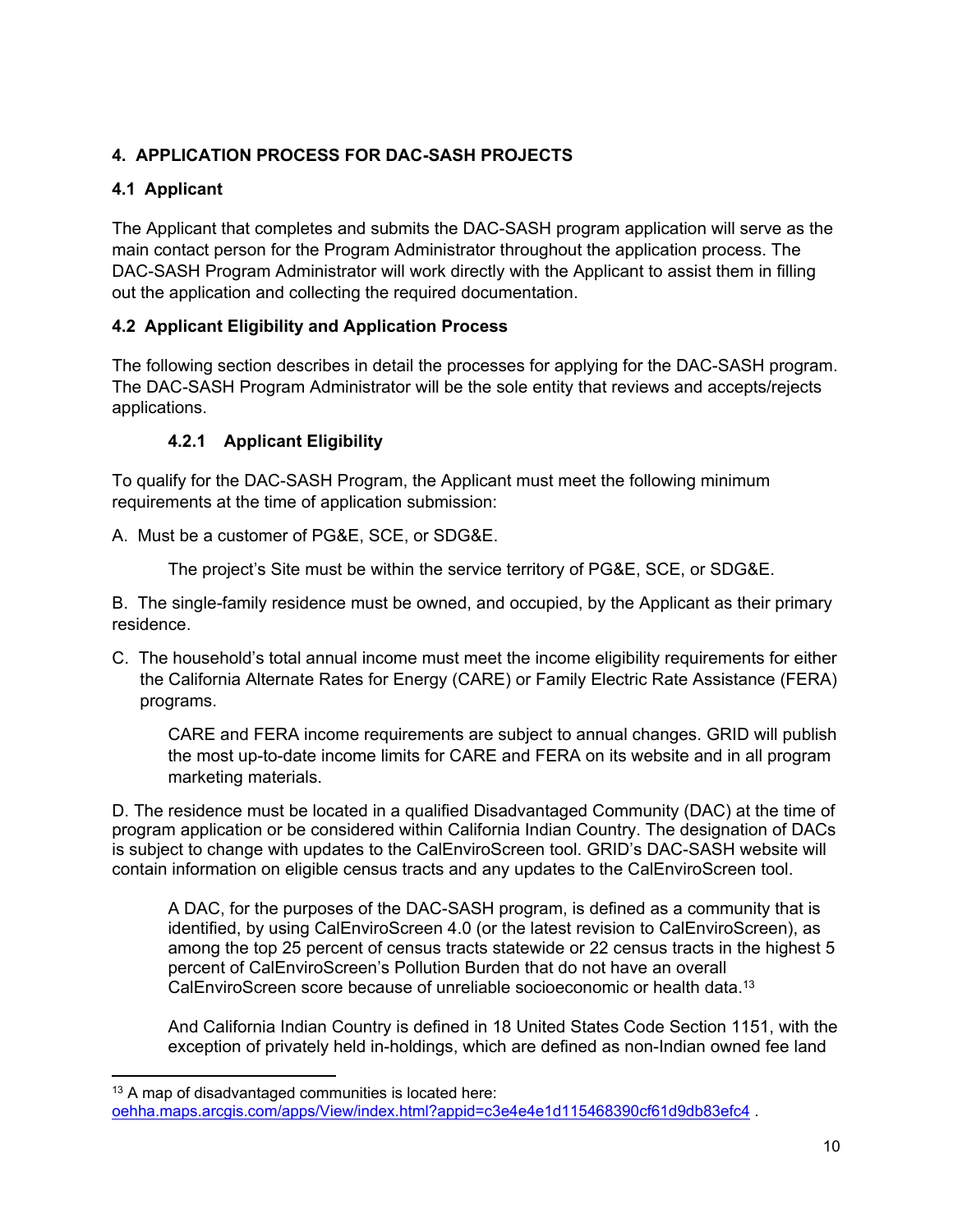# 4. APPLICATION PROCESS FOR DAC-SASH PROJECTS

## 4.1 Applicant

The Applicant that completes and submits the DAC-SASH program application will serve as the main contact person for the Program Administrator throughout the application process. The DAC-SASH Program Administrator will work directly with the Applicant to assist them in filling out the application and collecting the required documentation.

## 4.2 Applicant Eligibility and Application Process

The following section describes in detail the processes for applying for the DAC-SASH program. The DAC-SASH Program Administrator will be the sole entity that reviews and accepts/rejects applications.

### 4.2.1 Applicant Eligibility

To qualify for the DAC-SASH Program, the Applicant must meet the following minimum requirements at the time of application submission:

A. Must be a customer of PG&E, SCE, or SDG&E.

> The project's Site must be within the service territory of PG&E, SCE, or SDG&E.

B. The single-family residence must be owned, and occupied, by the Applicant as their primary residence.

C. The household's total annual income must meet the income eligibility requirements for either the California Alternate Rates for Energy (CARE) or Family Electric Rate Assistance (FERA) programs.

> CARE and FERA income requirements are subject to annual changes. GRID will publish the most up-to-date income limits for CARE and FERA on its website and in all program marketing materials.

D. The residence must be located in a qualified Disadvantaged Community (DAC) at the time of program application or be considered within California Indian Country. The designation of DACs is subject to change with updates to the CalEnviroScreen tool. GRID's DAC-SASH website will contain information on eligible census tracts and any updates to the CalEnviroScreen tool.

> A DAC, for the purposes of the DAC-SASH program, is defined as a community that is identified, by using CalEnviroScreen 4.0 (or the latest revision to CalEnviroScreen), as among the top 25 percent of census tracts statewide or 22 census tracts in the highest 5 percent of CalEnviroScreen's Pollution Burden that do not have an overall CalEnviroScreen score because of unreliable socioeconomic or health data.[13]

> And California Indian Country is defined in 18 United States Code Section 1151, with the exception of privately held in-holdings, which are defined as non-Indian owned fee land

[13] A map of disadvantaged communities is located here: oehha.maps.arcgis.com/apps/View/index.html?appid=c3e4e4e1d115468390cf61d9db83efc4 .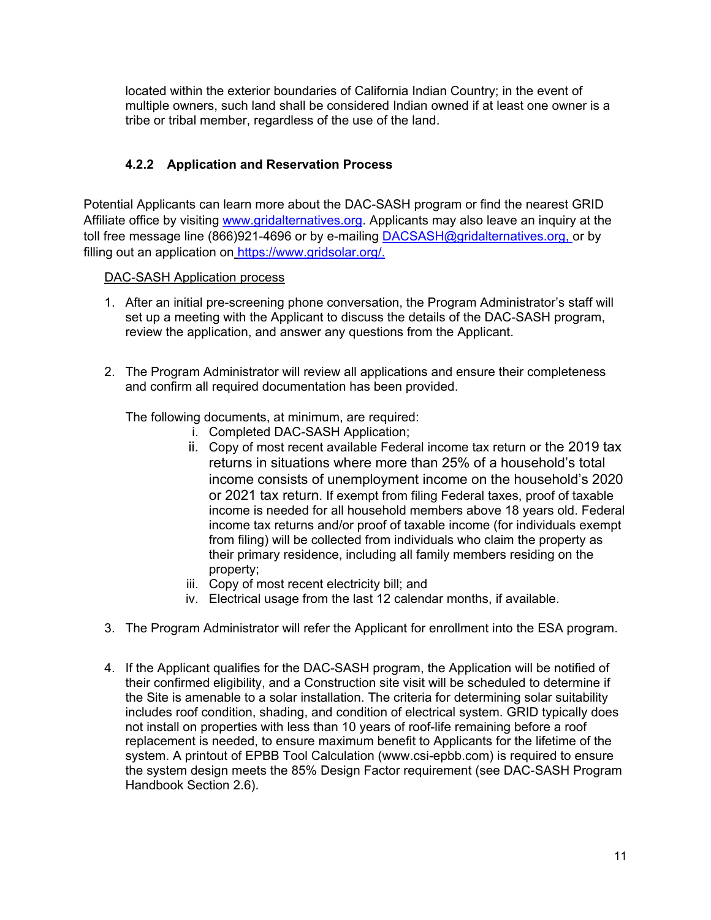located within the exterior boundaries of California Indian Country; in the event of multiple owners, such land shall be considered Indian owned if at least one owner is a tribe or tribal member, regardless of the use of the land.

### 4.2.2 Application and Reservation Process

Potential Applicants can learn more about the DAC-SASH program or find the nearest GRID Affiliate office by visiting www.gridalternatives.org. Applicants may also leave an inquiry at the toll free message line (866)921-4696 or by e-mailing DACSASH@gridalternatives.org, or by filling out an application on https://www.gridsolar.org/.

DAC-SASH Application process

1. After an initial pre-screening phone conversation, the Program Administrator's staff will set up a meeting with the Applicant to discuss the details of the DAC-SASH program, review the application, and answer any questions from the Applicant.

2. The Program Administrator will review all applications and ensure their completeness and confirm all required documentation has been provided.

   The following documents, at minimum, are required:
   
   i. Completed DAC-SASH Application;
   ii. Copy of most recent available Federal income tax return or the 2019 tax returns in situations where more than 25% of a household's total income consists of unemployment income on the household's 2020 or 2021 tax return. If exempt from filing Federal taxes, proof of taxable income is needed for all household members above 18 years old. Federal income tax returns and/or proof of taxable income (for individuals exempt from filing) will be collected from individuals who claim the property as their primary residence, including all family members residing on the property;
   iii. Copy of most recent electricity bill; and
   iv. Electrical usage from the last 12 calendar months, if available.

3. The Program Administrator will refer the Applicant for enrollment into the ESA program.

4. If the Applicant qualifies for the DAC-SASH program, the Application will be notified of their confirmed eligibility, and a Construction site visit will be scheduled to determine if the Site is amenable to a solar installation. The criteria for determining solar suitability includes roof condition, shading, and condition of electrical system. GRID typically does not install on properties with less than 10 years of roof-life remaining before a roof replacement is needed, to ensure maximum benefit to Applicants for the lifetime of the system. A printout of EPBB Tool Calculation (www.csi-epbb.com) is required to ensure the system design meets the 85% Design Factor requirement (see DAC-SASH Program Handbook Section 2.6).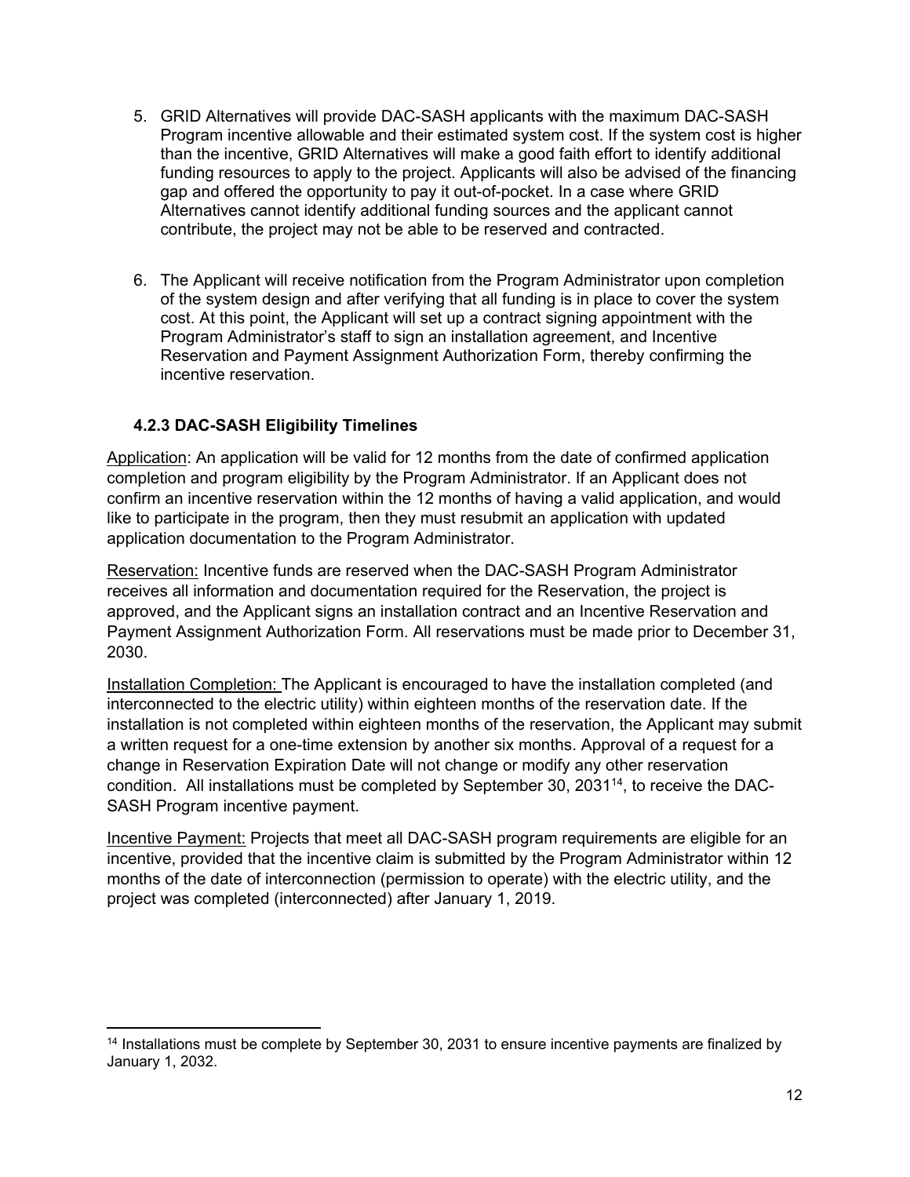5. GRID Alternatives will provide DAC-SASH applicants with the maximum DAC-SASH Program incentive allowable and their estimated system cost. If the system cost is higher than the incentive, GRID Alternatives will make a good faith effort to identify additional funding resources to apply to the project. Applicants will also be advised of the financing gap and offered the opportunity to pay it out-of-pocket. In a case where GRID Alternatives cannot identify additional funding sources and the applicant cannot contribute, the project may not be able to be reserved and contracted.

6. The Applicant will receive notification from the Program Administrator upon completion of the system design and after verifying that all funding is in place to cover the system cost. At this point, the Applicant will set up a contract signing appointment with the Program Administrator's staff to sign an installation agreement, and Incentive Reservation and Payment Assignment Authorization Form, thereby confirming the incentive reservation.

### 4.2.3 DAC-SASH Eligibility Timelines

Application: An application will be valid for 12 months from the date of confirmed application completion and program eligibility by the Program Administrator. If an Applicant does not confirm an incentive reservation within the 12 months of having a valid application, and would like to participate in the program, then they must resubmit an application with updated application documentation to the Program Administrator.

Reservation: Incentive funds are reserved when the DAC-SASH Program Administrator receives all information and documentation required for the Reservation, the project is approved, and the Applicant signs an installation contract and an Incentive Reservation and Payment Assignment Authorization Form. All reservations must be made prior to December 31, 2030.

Installation Completion: The Applicant is encouraged to have the installation completed (and interconnected to the electric utility) within eighteen months of the reservation date. If the installation is not completed within eighteen months of the reservation, the Applicant may submit a written request for a one-time extension by another six months. Approval of a request for a change in Reservation Expiration Date will not change or modify any other reservation condition. All installations must be completed by September 30, 2031[14], to receive the DAC-SASH Program incentive payment.

Incentive Payment: Projects that meet all DAC-SASH program requirements are eligible for an incentive, provided that the incentive claim is submitted by the Program Administrator within 12 months of the date of interconnection (permission to operate) with the electric utility, and the project was completed (interconnected) after January 1, 2019.

[14] Installations must be complete by September 30, 2031 to ensure incentive payments are finalized by January 1, 2032.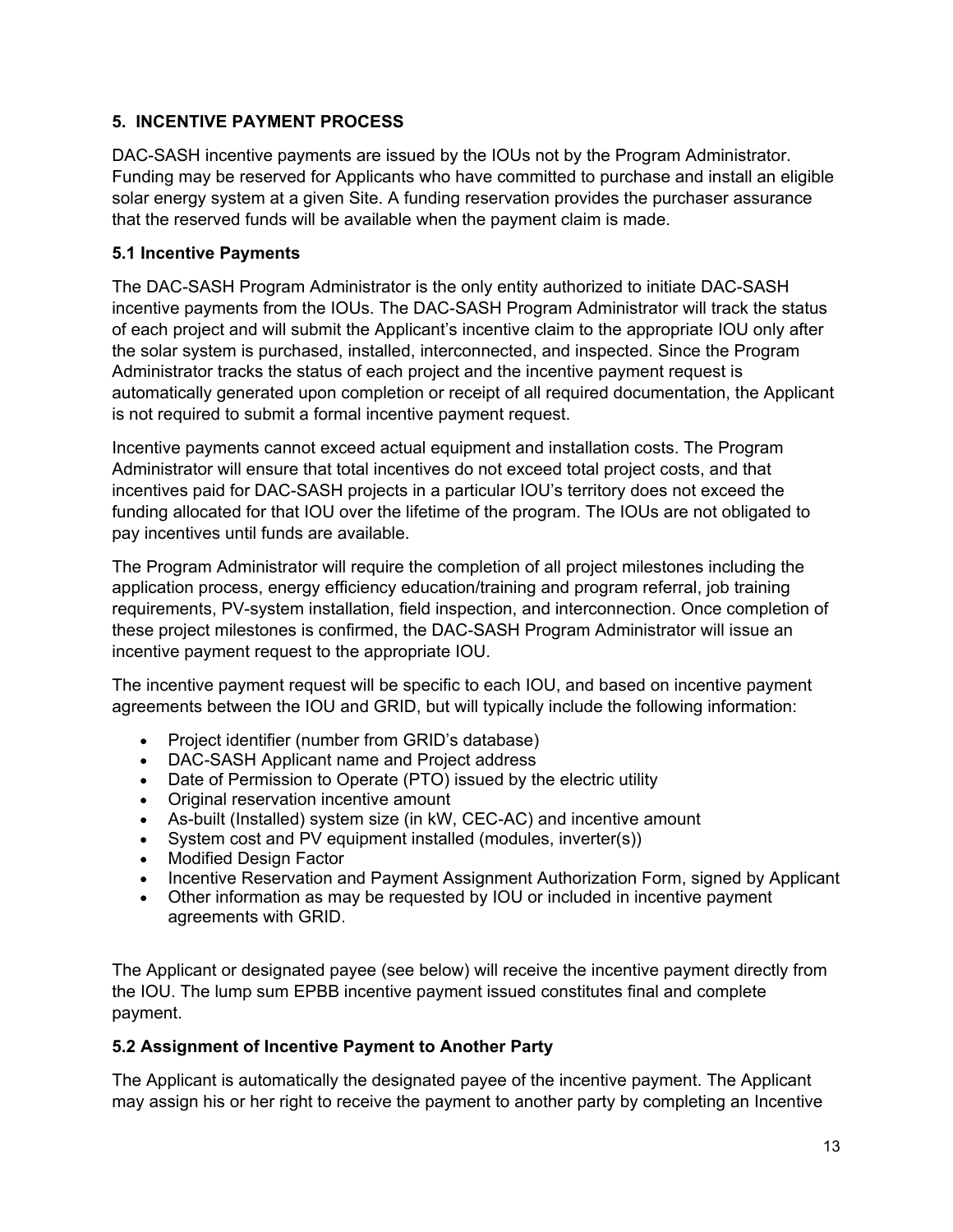## 5. INCENTIVE PAYMENT PROCESS

DAC-SASH incentive payments are issued by the IOUs not by the Program Administrator. Funding may be reserved for Applicants who have committed to purchase and install an eligible solar energy system at a given Site. A funding reservation provides the purchaser assurance that the reserved funds will be available when the payment claim is made.

### 5.1 Incentive Payments

The DAC-SASH Program Administrator is the only entity authorized to initiate DAC-SASH incentive payments from the IOUs. The DAC-SASH Program Administrator will track the status of each project and will submit the Applicant's incentive claim to the appropriate IOU only after the solar system is purchased, installed, interconnected, and inspected. Since the Program Administrator tracks the status of each project and the incentive payment request is automatically generated upon completion or receipt of all required documentation, the Applicant is not required to submit a formal incentive payment request.

Incentive payments cannot exceed actual equipment and installation costs. The Program Administrator will ensure that total incentives do not exceed total project costs, and that incentives paid for DAC-SASH projects in a particular IOU's territory does not exceed the funding allocated for that IOU over the lifetime of the program. The IOUs are not obligated to pay incentives until funds are available.

The Program Administrator will require the completion of all project milestones including the application process, energy efficiency education/training and program referral, job training requirements, PV-system installation, field inspection, and interconnection. Once completion of these project milestones is confirmed, the DAC-SASH Program Administrator will issue an incentive payment request to the appropriate IOU.

The incentive payment request will be specific to each IOU, and based on incentive payment agreements between the IOU and GRID, but will typically include the following information:

- Project identifier (number from GRID's database)
- DAC-SASH Applicant name and Project address
- Date of Permission to Operate (PTO) issued by the electric utility
- Original reservation incentive amount
- As-built (Installed) system size (in kW, CEC-AC) and incentive amount
- System cost and PV equipment installed (modules, inverter(s))
- Modified Design Factor
- Incentive Reservation and Payment Assignment Authorization Form, signed by Applicant
- Other information as may be requested by IOU or included in incentive payment agreements with GRID.

The Applicant or designated payee (see below) will receive the incentive payment directly from the IOU. The lump sum EPBB incentive payment issued constitutes final and complete payment.

### 5.2 Assignment of Incentive Payment to Another Party

The Applicant is automatically the designated payee of the incentive payment. The Applicant may assign his or her right to receive the payment to another party by completing an Incentive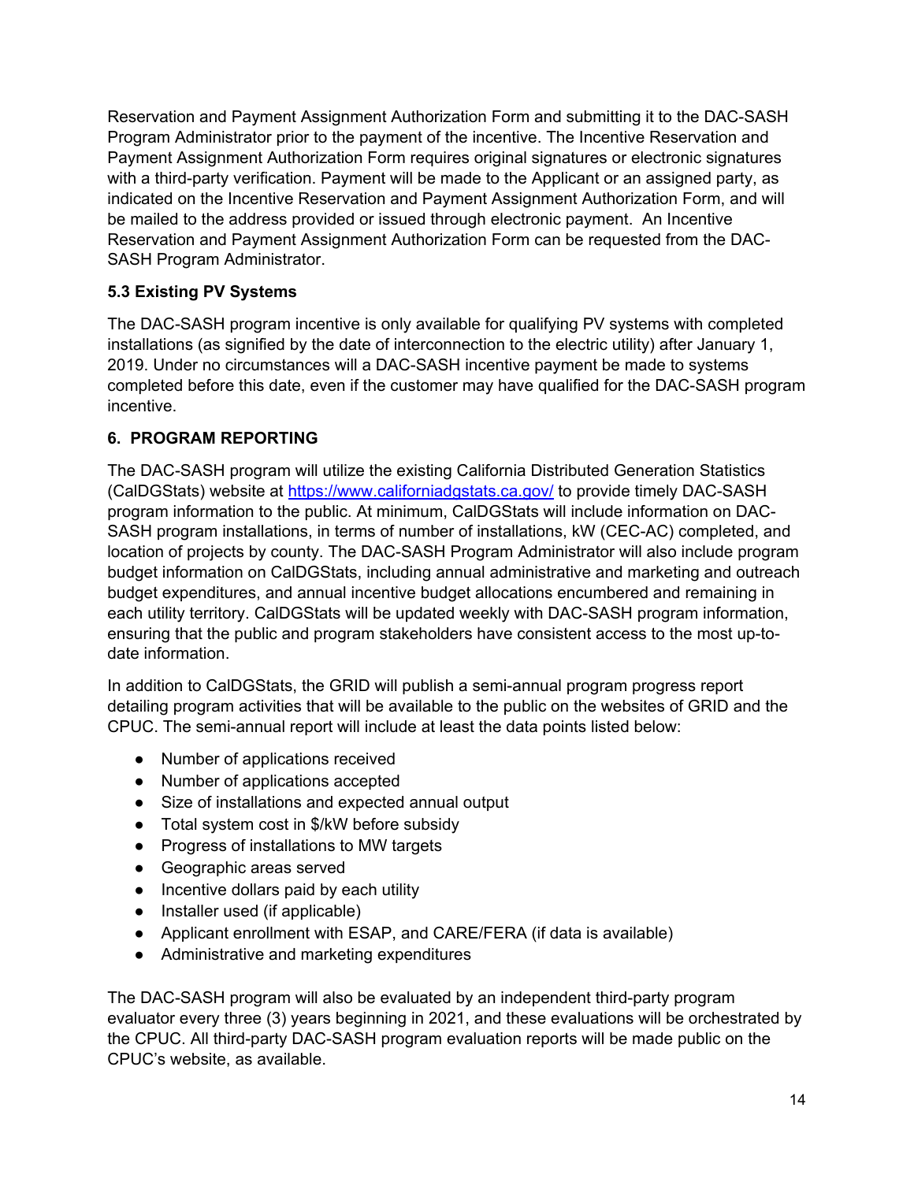Reservation and Payment Assignment Authorization Form and submitting it to the DAC-SASH Program Administrator prior to the payment of the incentive. The Incentive Reservation and Payment Assignment Authorization Form requires original signatures or electronic signatures with a third-party verification. Payment will be made to the Applicant or an assigned party, as indicated on the Incentive Reservation and Payment Assignment Authorization Form, and will be mailed to the address provided or issued through electronic payment. An Incentive Reservation and Payment Assignment Authorization Form can be requested from the DAC-SASH Program Administrator.

### 5.3 Existing PV Systems

The DAC-SASH program incentive is only available for qualifying PV systems with completed installations (as signified by the date of interconnection to the electric utility) after January 1, 2019. Under no circumstances will a DAC-SASH incentive payment be made to systems completed before this date, even if the customer may have qualified for the DAC-SASH program incentive.

## 6. PROGRAM REPORTING

The DAC-SASH program will utilize the existing California Distributed Generation Statistics (CalDGStats) website at https://www.californiadgstats.ca.gov/ to provide timely DAC-SASH program information to the public. At minimum, CalDGStats will include information on DAC-SASH program installations, in terms of number of installations, kW (CEC-AC) completed, and location of projects by county. The DAC-SASH Program Administrator will also include program budget information on CalDGStats, including annual administrative and marketing and outreach budget expenditures, and annual incentive budget allocations encumbered and remaining in each utility territory. CalDGStats will be updated weekly with DAC-SASH program information, ensuring that the public and program stakeholders have consistent access to the most up-to-date information.

In addition to CalDGStats, the GRID will publish a semi-annual program progress report detailing program activities that will be available to the public on the websites of GRID and the CPUC. The semi-annual report will include at least the data points listed below:

- Number of applications received
- Number of applications accepted
- Size of installations and expected annual output
- Total system cost in $/kW before subsidy
- Progress of installations to MW targets
- Geographic areas served
- Incentive dollars paid by each utility
- Installer used (if applicable)
- Applicant enrollment with ESAP, and CARE/FERA (if data is available)
- Administrative and marketing expenditures

The DAC-SASH program will also be evaluated by an independent third-party program evaluator every three (3) years beginning in 2021, and these evaluations will be orchestrated by the CPUC. All third-party DAC-SASH program evaluation reports will be made public on the CPUC's website, as available.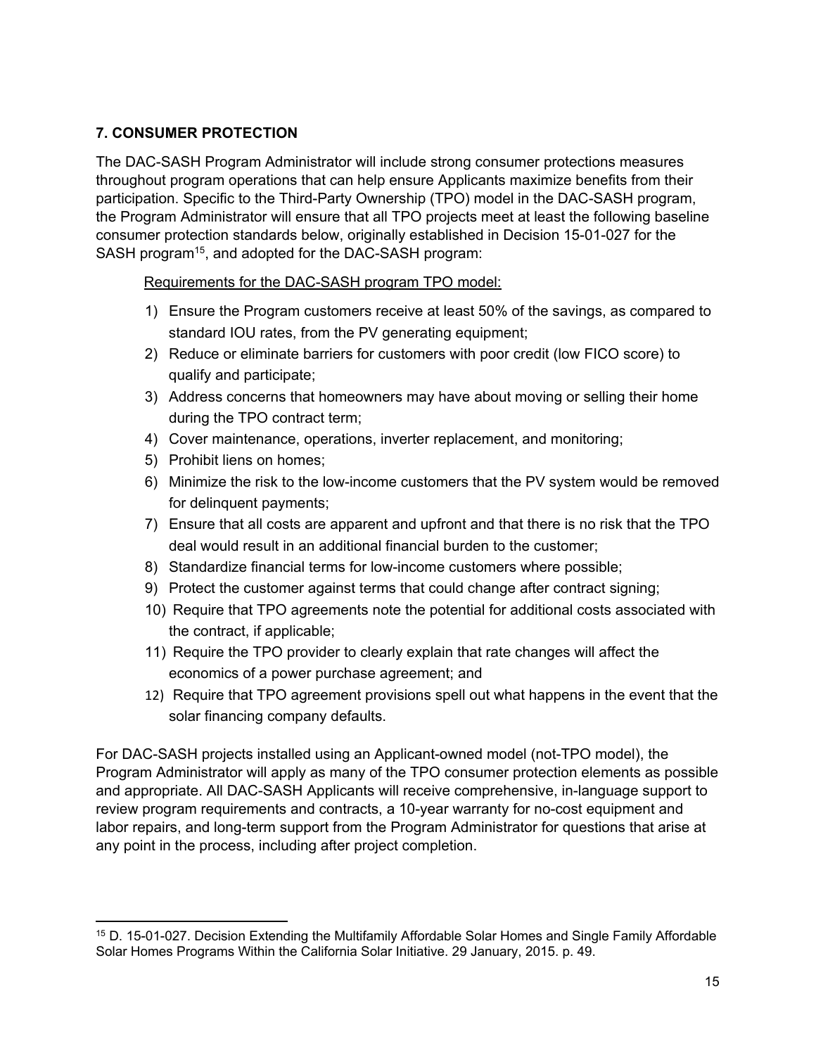## 7. CONSUMER PROTECTION

The DAC-SASH Program Administrator will include strong consumer protections measures throughout program operations that can help ensure Applicants maximize benefits from their participation. Specific to the Third-Party Ownership (TPO) model in the DAC-SASH program, the Program Administrator will ensure that all TPO projects meet at least the following baseline consumer protection standards below, originally established in Decision 15-01-027 for the SASH program[15], and adopted for the DAC-SASH program:

Requirements for the DAC-SASH program TPO model:

1) Ensure the Program customers receive at least 50% of the savings, as compared to standard IOU rates, from the PV generating equipment;
2) Reduce or eliminate barriers for customers with poor credit (low FICO score) to qualify and participate;
3) Address concerns that homeowners may have about moving or selling their home during the TPO contract term;
4) Cover maintenance, operations, inverter replacement, and monitoring;
5) Prohibit liens on homes;
6) Minimize the risk to the low-income customers that the PV system would be removed for delinquent payments;
7) Ensure that all costs are apparent and upfront and that there is no risk that the TPO deal would result in an additional financial burden to the customer;
8) Standardize financial terms for low-income customers where possible;
9) Protect the customer against terms that could change after contract signing;
10) Require that TPO agreements note the potential for additional costs associated with the contract, if applicable;
11) Require the TPO provider to clearly explain that rate changes will affect the economics of a power purchase agreement; and
12) Require that TPO agreement provisions spell out what happens in the event that the solar financing company defaults.

For DAC-SASH projects installed using an Applicant-owned model (not-TPO model), the Program Administrator will apply as many of the TPO consumer protection elements as possible and appropriate. All DAC-SASH Applicants will receive comprehensive, in-language support to review program requirements and contracts, a 10-year warranty for no-cost equipment and labor repairs, and long-term support from the Program Administrator for questions that arise at any point in the process, including after project completion.

[15] D. 15-01-027. Decision Extending the Multifamily Affordable Solar Homes and Single Family Affordable Solar Homes Programs Within the California Solar Initiative. 29 January, 2015. p. 49.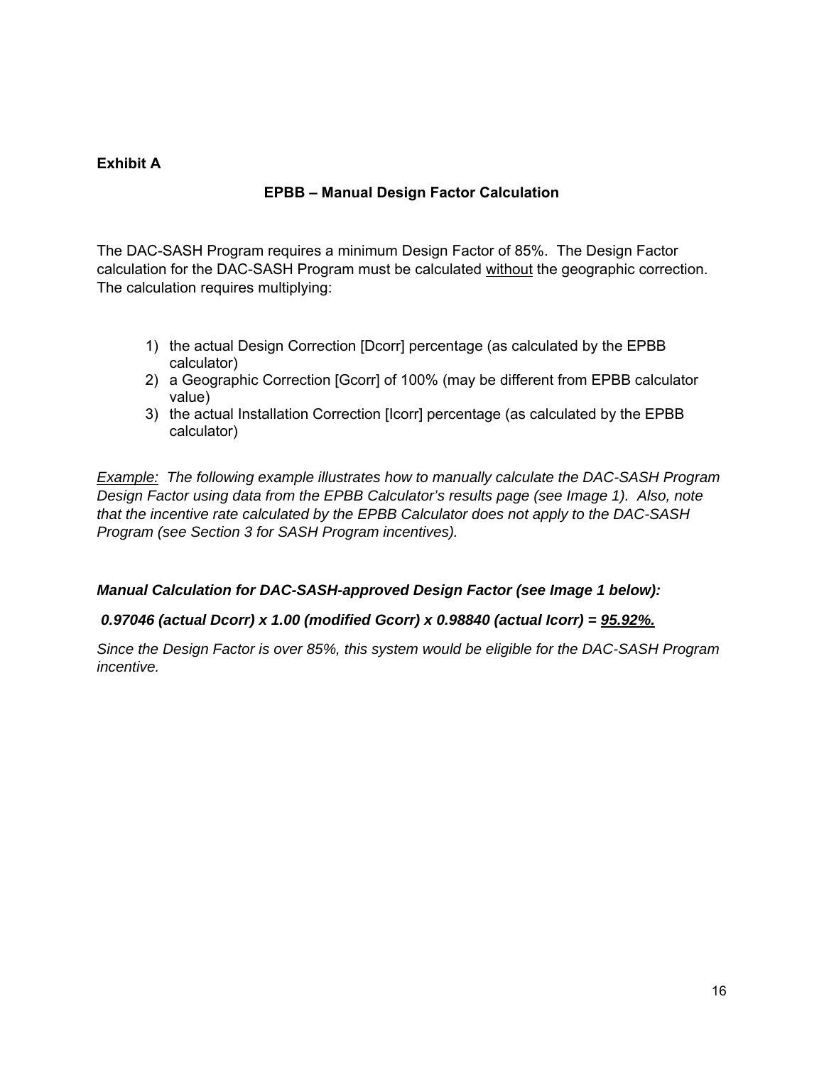**Exhibit A**

## EPBB – Manual Design Factor Calculation

The DAC-SASH Program requires a minimum Design Factor of 85%. The Design Factor calculation for the DAC-SASH Program must be calculated <u>without</u> the geographic correction. The calculation requires multiplying:

1) the actual Design Correction [Dcorr] percentage (as calculated by the EPBB calculator)
2) a Geographic Correction [Gcorr] of 100% (may be different from EPBB calculator value)
3) the actual Installation Correction [Icorr] percentage (as calculated by the EPBB calculator)

*<u>Example:</u> The following example illustrates how to manually calculate the DAC-SASH Program Design Factor using data from the EPBB Calculator's results page (see Image 1). Also, note that the incentive rate calculated by the EPBB Calculator does not apply to the DAC-SASH Program (see Section 3 for SASH Program incentives).*

***Manual Calculation for DAC-SASH-approved Design Factor (see Image 1 below):***

***0.97046 (actual Dcorr) x 1.00 (modified Gcorr) x 0.98840 (actual Icorr) = <u>95.92%.</u>***

*Since the Design Factor is over 85%, this system would be eligible for the DAC-SASH Program incentive.*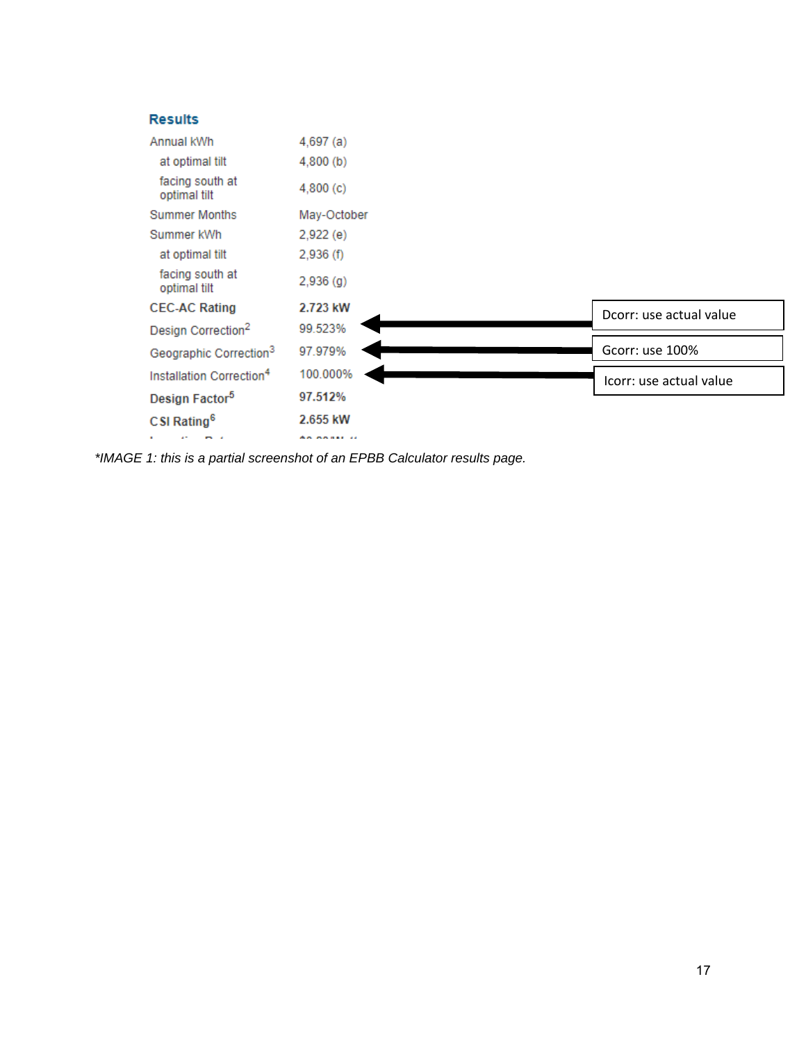**Results**

| | |
|---|---|
| Annual kWh | 4,697 (a) |
| at optimal tilt | 4,800 (b) |
| facing south at optimal tilt | 4,800 (c) |
| Summer Months | May-October |
| Summer kWh | 2,922 (e) |
| at optimal tilt | 2,936 (f) |
| facing south at optimal tilt | 2,936 (g) |
| **CEC-AC Rating** | **2.723 kW** |
| Design Correction[2] | 99.523% |
| Geographic Correction[3] | 97.979% |
| Installation Correction[4] | 100.000% |
| **Design Factor[5]** | **97.512%** |
| **CSI Rating[6]** | **2.655 kW** |

Dcorr: use actual value

Gcorr: use 100%

Icorr: use actual value

*\*IMAGE 1: this is a partial screenshot of an EPBB Calculator results page.*